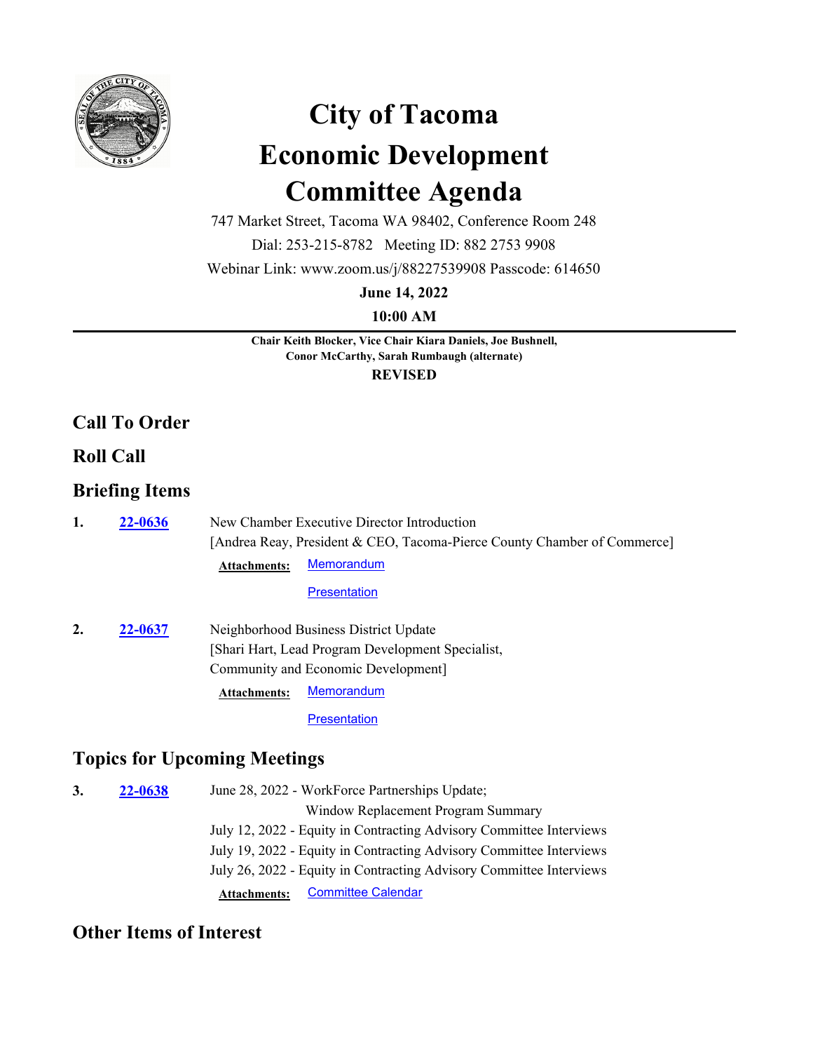# City of Tacoma
# Economic Development Committee Agenda

747 Market Street, Tacoma WA 98402, Conference Room 248

Dial: 253-215-8782 Meeting ID: 882 2753 9908

Webinar Link: www.zoom.us/j/88227539908 Passcode: 614650

**June 14, 2022**

**10:00 AM**

---

**Chair Keith Blocker, Vice Chair Kiara Daniels, Joe Bushnell, Conor McCarthy, Sarah Rumbaugh (alternate)**

**REVISED**

## Call To Order

## Roll Call

## Briefing Items

**1.** **22-0636** New Chamber Executive Director Introduction
[Andrea Reay, President & CEO, Tacoma-Pierce County Chamber of Commerce]

**Attachments:** Memorandum
Presentation

**2.** **22-0637** Neighborhood Business District Update
[Shari Hart, Lead Program Development Specialist, Community and Economic Development]

**Attachments:** Memorandum
Presentation

## Topics for Upcoming Meetings

**3.** **22-0638** June 28, 2022 - WorkForce Partnerships Update;
Window Replacement Program Summary
July 12, 2022 - Equity in Contracting Advisory Committee Interviews
July 19, 2022 - Equity in Contracting Advisory Committee Interviews
July 26, 2022 - Equity in Contracting Advisory Committee Interviews

**Attachments:** Committee Calendar

## Other Items of Interest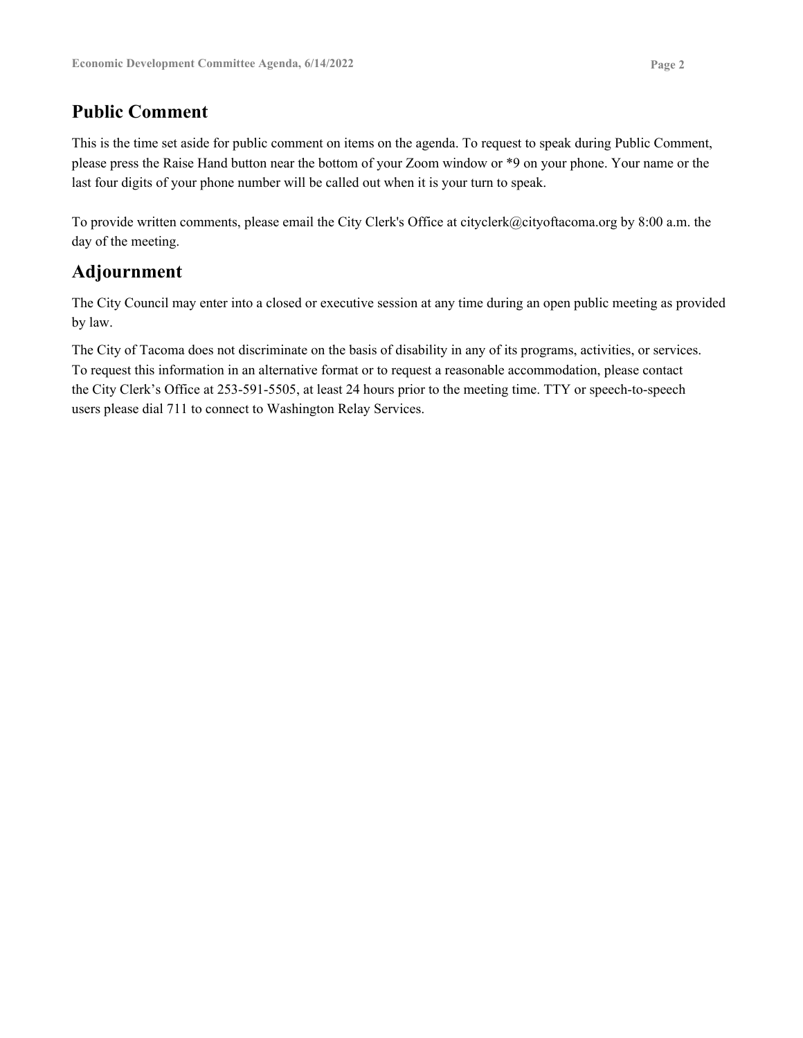## Public Comment

This is the time set aside for public comment on items on the agenda. To request to speak during Public Comment, please press the Raise Hand button near the bottom of your Zoom window or *9 on your phone. Your name or the last four digits of your phone number will be called out when it is your turn to speak.

To provide written comments, please email the City Clerk's Office at cityclerk@cityoftacoma.org by 8:00 a.m. the day of the meeting.

## Adjournment

The City Council may enter into a closed or executive session at any time during an open public meeting as provided by law.

The City of Tacoma does not discriminate on the basis of disability in any of its programs, activities, or services. To request this information in an alternative format or to request a reasonable accommodation, please contact the City Clerk's Office at 253-591-5505, at least 24 hours prior to the meeting time. TTY or speech-to-speech users please dial 711 to connect to Washington Relay Services.